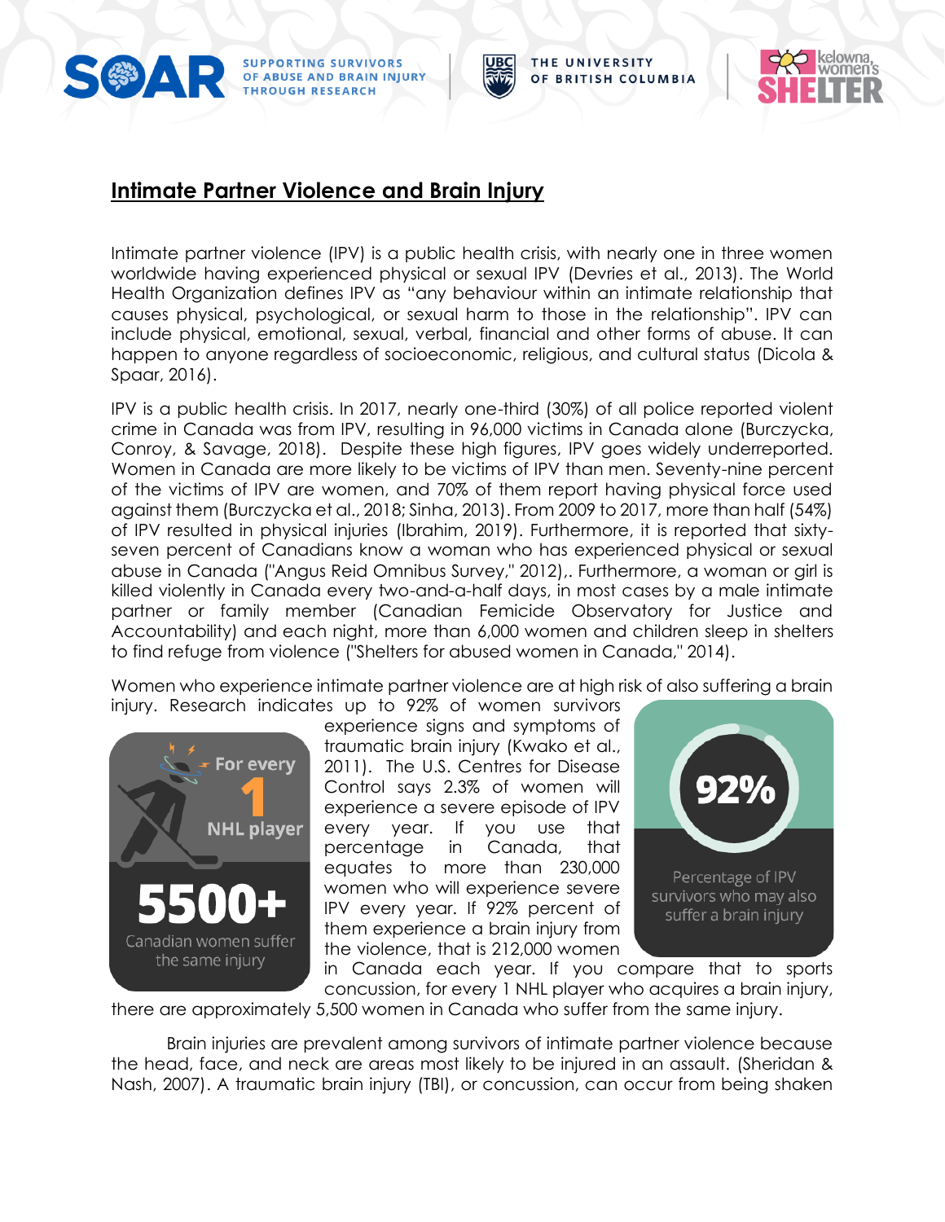SOAR — SUPPORTING SURVIVORS OF ABUSE AND BRAIN INJURY THROUGH RESEARCH | THE UNIVERSITY OF BRITISH COLUMBIA | kelowna women's SHELTER

# Intimate Partner Violence and Brain Injury

Intimate partner violence (IPV) is a public health crisis, with nearly one in three women worldwide having experienced physical or sexual IPV (Devries et al., 2013). The World Health Organization defines IPV as "any behaviour within an intimate relationship that causes physical, psychological, or sexual harm to those in the relationship". IPV can include physical, emotional, sexual, verbal, financial and other forms of abuse. It can happen to anyone regardless of socioeconomic, religious, and cultural status (Dicola & Spaar, 2016).

IPV is a public health crisis. In 2017, nearly one-third (30%) of all police reported violent crime in Canada was from IPV, resulting in 96,000 victims in Canada alone (Burczycka, Conroy, & Savage, 2018). Despite these high figures, IPV goes widely underreported. Women in Canada are more likely to be victims of IPV than men. Seventy-nine percent of the victims of IPV are women, and 70% of them report having physical force used against them (Burczycka et al., 2018; Sinha, 2013). From 2009 to 2017, more than half (54%) of IPV resulted in physical injuries (Ibrahim, 2019). Furthermore, it is reported that sixty-seven percent of Canadians know a woman who has experienced physical or sexual abuse in Canada ("Angus Reid Omnibus Survey," 2012),. Furthermore, a woman or girl is killed violently in Canada every two-and-a-half days, in most cases by a male intimate partner or family member (Canadian Femicide Observatory for Justice and Accountability) and each night, more than 6,000 women and children sleep in shelters to find refuge from violence ("Shelters for abused women in Canada," 2014).

Women who experience intimate partner violence are at high risk of also suffering a brain injury. Research indicates up to 92% of women survivors experience signs and symptoms of traumatic brain injury (Kwako et al., 2011). The U.S. Centres for Disease Control says 2.3% of women will experience a severe episode of IPV every year. If you use that percentage in Canada, that equates to more than 230,000 women who will experience severe IPV every year. If 92% percent of them experience a brain injury from the violence, that is 212,000 women in Canada each year. If you compare that to sports concussion, for every 1 NHL player who acquires a brain injury, there are approximately 5,500 women in Canada who suffer from the same injury.

For every 1 NHL player — 5500+ Canadian women suffer the same injury

92% — Percentage of IPV survivors who may also suffer a brain injury

Brain injuries are prevalent among survivors of intimate partner violence because the head, face, and neck are areas most likely to be injured in an assault. (Sheridan & Nash, 2007). A traumatic brain injury (TBI), or concussion, can occur from being shaken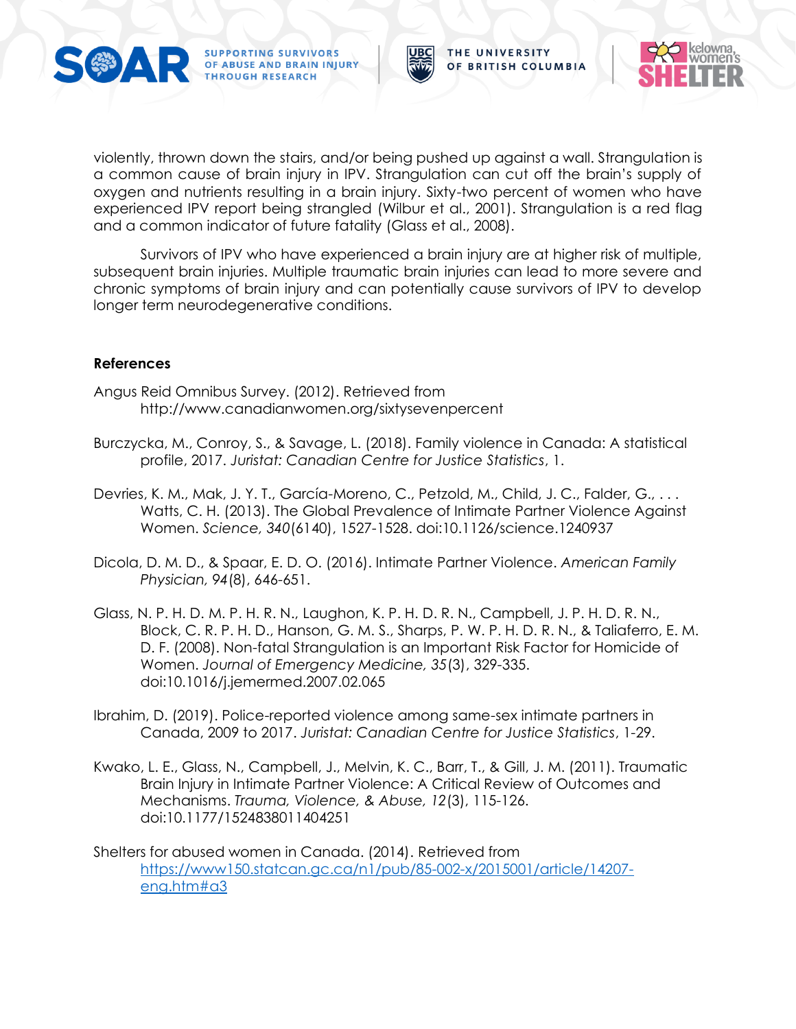violently, thrown down the stairs, and/or being pushed up against a wall. Strangulation is a common cause of brain injury in IPV. Strangulation can cut off the brain's supply of oxygen and nutrients resulting in a brain injury. Sixty-two percent of women who have experienced IPV report being strangled (Wilbur et al., 2001). Strangulation is a red flag and a common indicator of future fatality (Glass et al., 2008).

Survivors of IPV who have experienced a brain injury are at higher risk of multiple, subsequent brain injuries. Multiple traumatic brain injuries can lead to more severe and chronic symptoms of brain injury and can potentially cause survivors of IPV to develop longer term neurodegenerative conditions.

**References**

Angus Reid Omnibus Survey. (2012). Retrieved from http://www.canadianwomen.org/sixtysevenpercent

Burczycka, M., Conroy, S., & Savage, L. (2018). Family violence in Canada: A statistical profile, 2017. *Juristat: Canadian Centre for Justice Statistics*, 1.

Devries, K. M., Mak, J. Y. T., García-Moreno, C., Petzold, M., Child, J. C., Falder, G., . . . Watts, C. H. (2013). The Global Prevalence of Intimate Partner Violence Against Women. *Science, 340*(6140), 1527-1528. doi:10.1126/science.1240937

Dicola, D. M. D., & Spaar, E. D. O. (2016). Intimate Partner Violence. *American Family Physician, 94*(8), 646-651.

Glass, N. P. H. D. M. P. H. R. N., Laughon, K. P. H. D. R. N., Campbell, J. P. H. D. R. N., Block, C. R. P. H. D., Hanson, G. M. S., Sharps, P. W. P. H. D. R. N., & Taliaferro, E. M. D. F. (2008). Non-fatal Strangulation is an Important Risk Factor for Homicide of Women. *Journal of Emergency Medicine, 35*(3), 329-335. doi:10.1016/j.jemermed.2007.02.065

Ibrahim, D. (2019). Police-reported violence among same-sex intimate partners in Canada, 2009 to 2017. *Juristat: Canadian Centre for Justice Statistics*, 1-29.

Kwako, L. E., Glass, N., Campbell, J., Melvin, K. C., Barr, T., & Gill, J. M. (2011). Traumatic Brain Injury in Intimate Partner Violence: A Critical Review of Outcomes and Mechanisms. *Trauma, Violence, & Abuse, 12*(3), 115-126. doi:10.1177/1524838011404251

Shelters for abused women in Canada. (2014). Retrieved from https://www150.statcan.gc.ca/n1/pub/85-002-x/2015001/article/14207-eng.htm#a3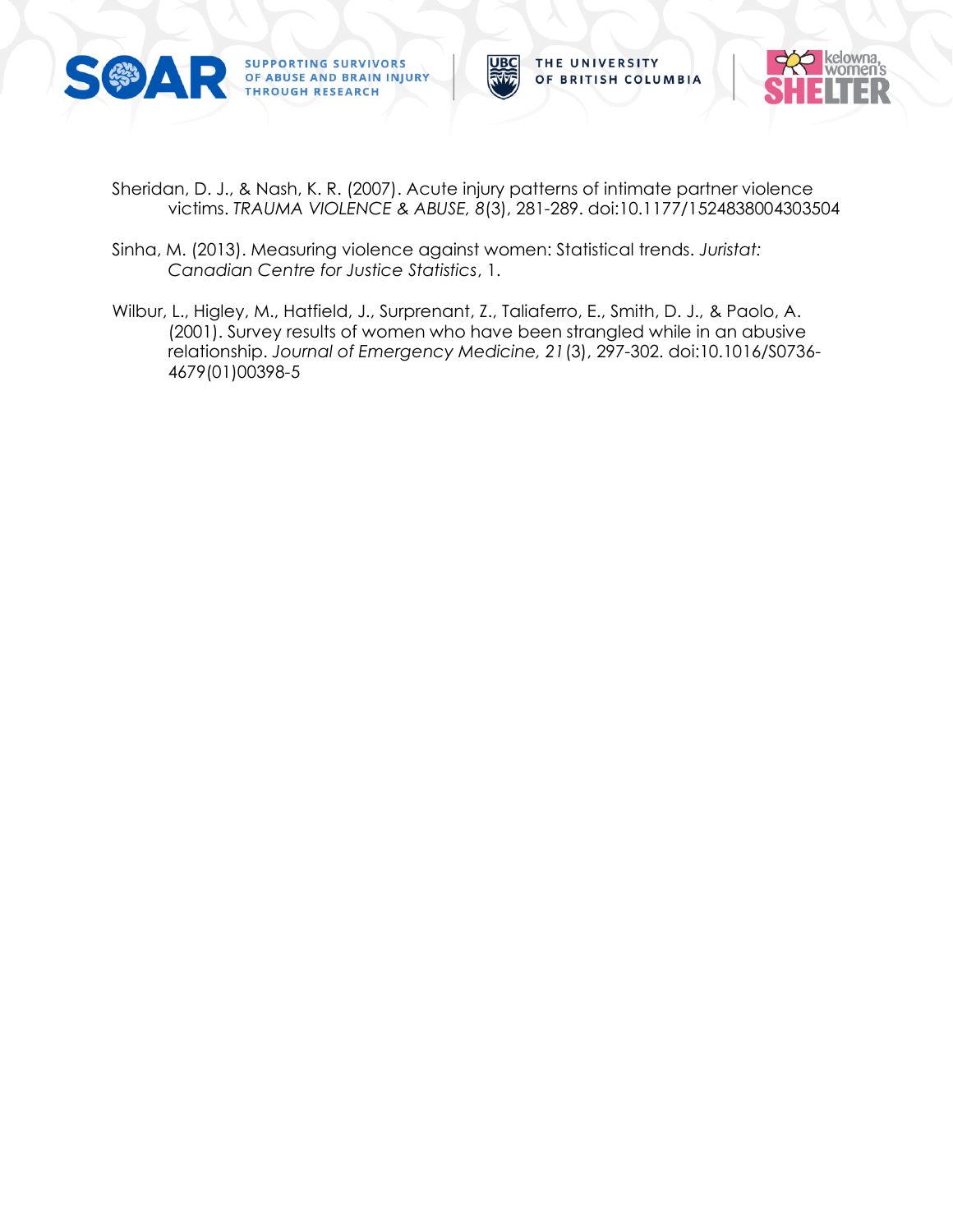Sheridan, D. J., & Nash, K. R. (2007). Acute injury patterns of intimate partner violence victims. *TRAUMA VIOLENCE & ABUSE, 8*(3), 281-289. doi:10.1177/1524838004303504

Sinha, M. (2013). Measuring violence against women: Statistical trends. *Juristat: Canadian Centre for Justice Statistics*, 1.

Wilbur, L., Higley, M., Hatfield, J., Surprenant, Z., Taliaferro, E., Smith, D. J., & Paolo, A. (2001). Survey results of women who have been strangled while in an abusive relationship. *Journal of Emergency Medicine, 21*(3), 297-302. doi:10.1016/S0736-4679(01)00398-5